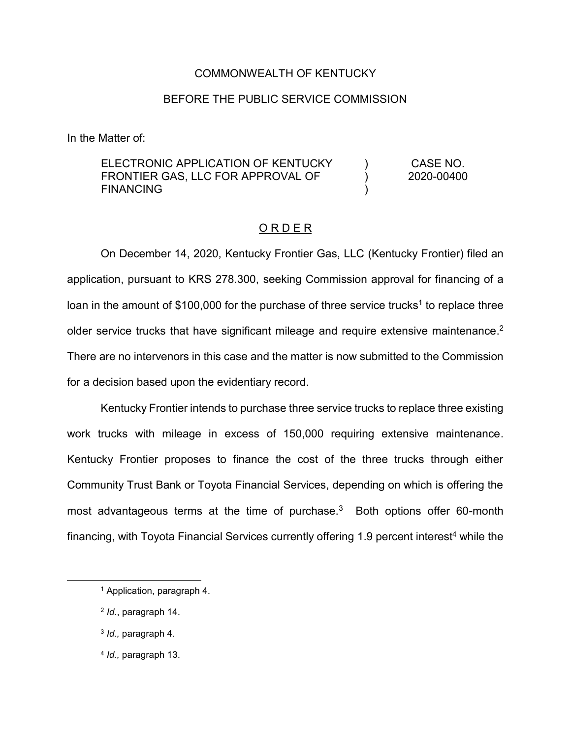COMMONWEALTH OF KENTUCKY

BEFORE THE PUBLIC SERVICE COMMISSION

In the Matter of:

| | | |
|---|---|---|
| ELECTRONIC APPLICATION OF KENTUCKY FRONTIER GAS, LLC FOR APPROVAL OF FINANCING | ) ) ) | CASE NO. 2020-00400 |

O R D E R

On December 14, 2020, Kentucky Frontier Gas, LLC (Kentucky Frontier) filed an application, pursuant to KRS 278.300, seeking Commission approval for financing of a loan in the amount of $100,000 for the purchase of three service trucks[1] to replace three older service trucks that have significant mileage and require extensive maintenance.[2] There are no intervenors in this case and the matter is now submitted to the Commission for a decision based upon the evidentiary record.

Kentucky Frontier intends to purchase three service trucks to replace three existing work trucks with mileage in excess of 150,000 requiring extensive maintenance. Kentucky Frontier proposes to finance the cost of the three trucks through either Community Trust Bank or Toyota Financial Services, depending on which is offering the most advantageous terms at the time of purchase.[3] Both options offer 60-month financing, with Toyota Financial Services currently offering 1.9 percent interest[4] while the

---

[1] Application, paragraph 4.

[2] *Id.*, paragraph 14.

[3] *Id.,* paragraph 4.

[4] *Id.,* paragraph 13.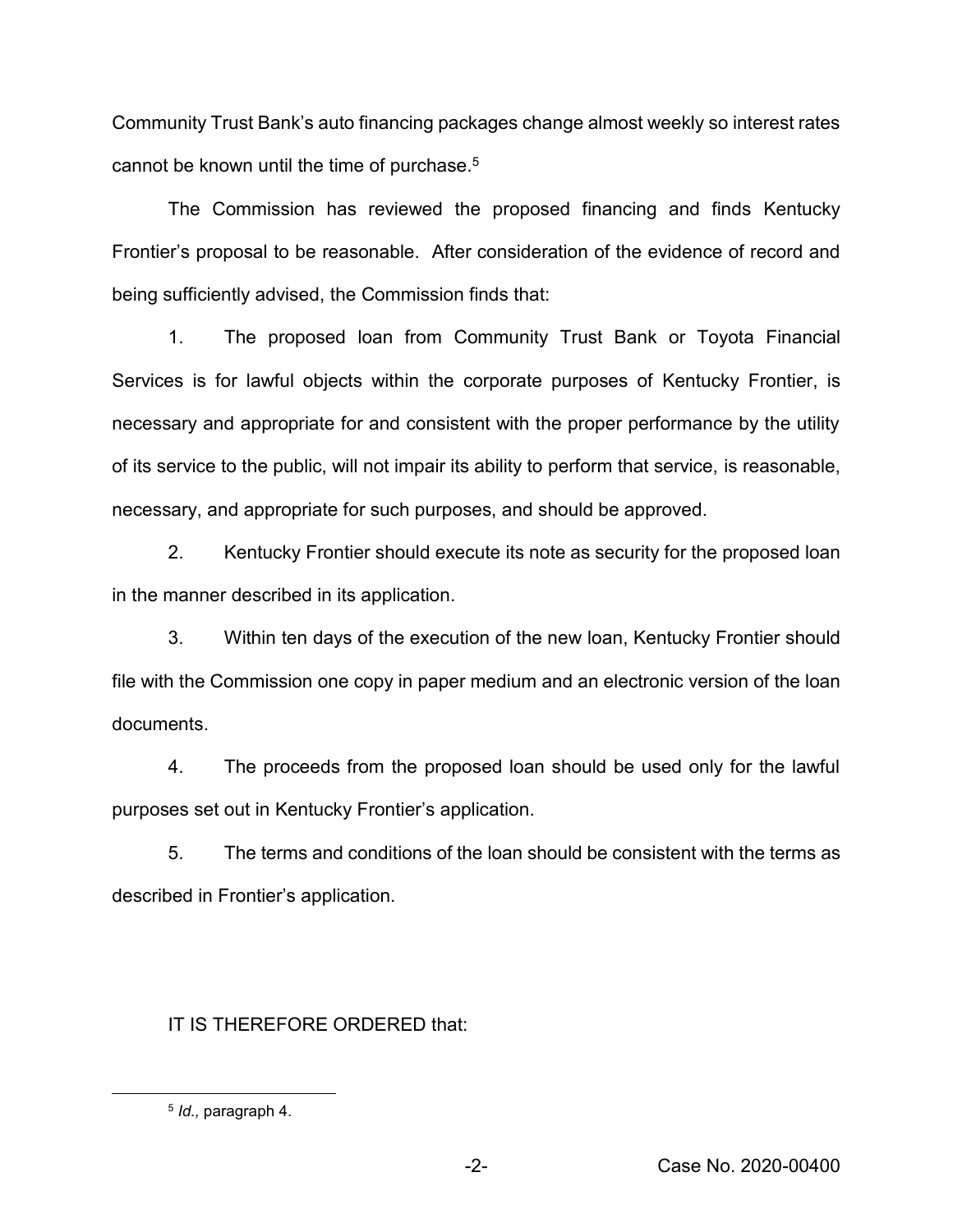Community Trust Bank's auto financing packages change almost weekly so interest rates cannot be known until the time of purchase.[5]

The Commission has reviewed the proposed financing and finds Kentucky Frontier's proposal to be reasonable. After consideration of the evidence of record and being sufficiently advised, the Commission finds that:

1. The proposed loan from Community Trust Bank or Toyota Financial Services is for lawful objects within the corporate purposes of Kentucky Frontier, is necessary and appropriate for and consistent with the proper performance by the utility of its service to the public, will not impair its ability to perform that service, is reasonable, necessary, and appropriate for such purposes, and should be approved.

2. Kentucky Frontier should execute its note as security for the proposed loan in the manner described in its application.

3. Within ten days of the execution of the new loan, Kentucky Frontier should file with the Commission one copy in paper medium and an electronic version of the loan documents.

4. The proceeds from the proposed loan should be used only for the lawful purposes set out in Kentucky Frontier's application.

5. The terms and conditions of the loan should be consistent with the terms as described in Frontier's application.

IT IS THEREFORE ORDERED that:

[5] *Id.,* paragraph 4.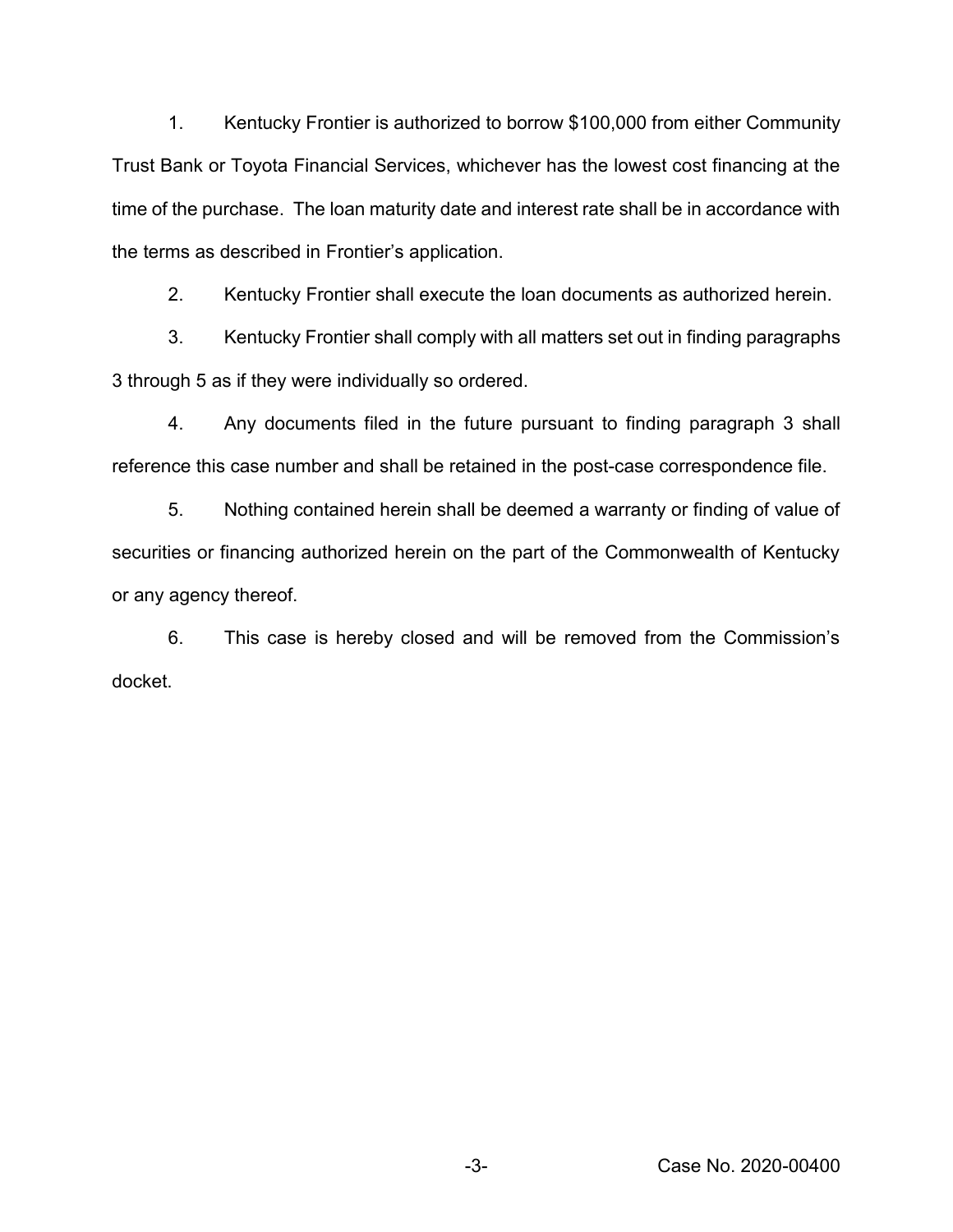1. Kentucky Frontier is authorized to borrow $100,000 from either Community Trust Bank or Toyota Financial Services, whichever has the lowest cost financing at the time of the purchase. The loan maturity date and interest rate shall be in accordance with the terms as described in Frontier's application.

2. Kentucky Frontier shall execute the loan documents as authorized herein.

3. Kentucky Frontier shall comply with all matters set out in finding paragraphs 3 through 5 as if they were individually so ordered.

4. Any documents filed in the future pursuant to finding paragraph 3 shall reference this case number and shall be retained in the post-case correspondence file.

5. Nothing contained herein shall be deemed a warranty or finding of value of securities or financing authorized herein on the part of the Commonwealth of Kentucky or any agency thereof.

6. This case is hereby closed and will be removed from the Commission's docket.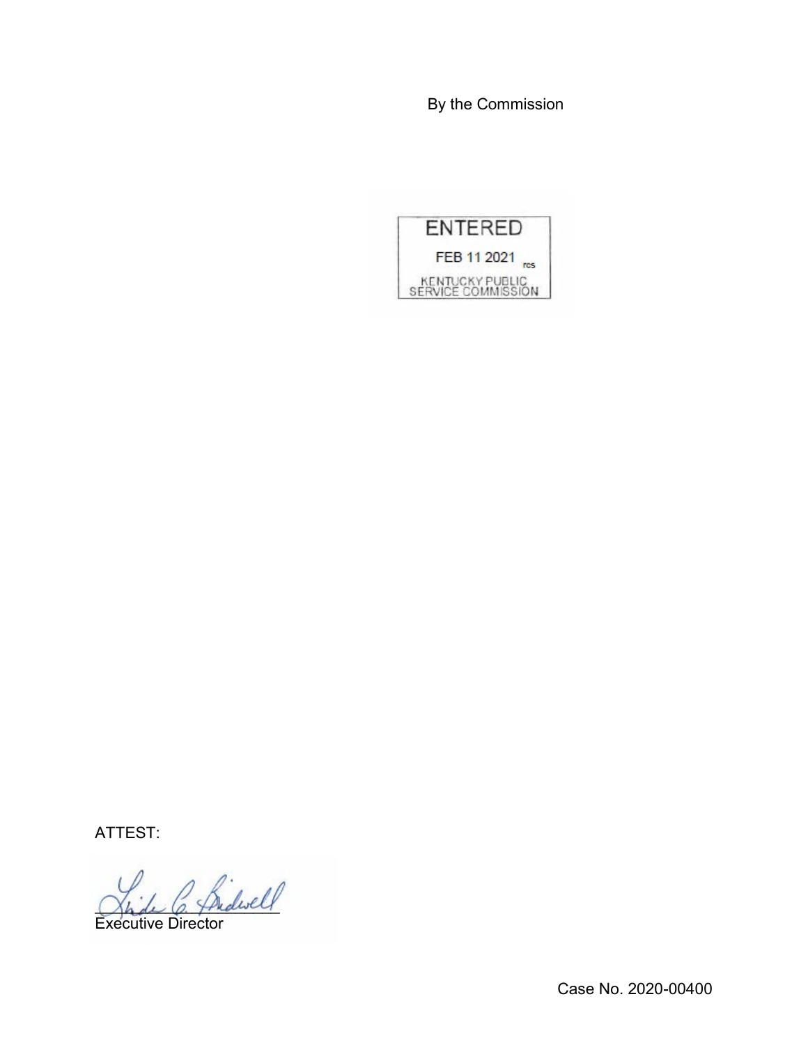By the Commission

ENTERED

FEB 11 2021

KENTUCKY PUBLIC SERVICE COMMISSION

ATTEST:

Executive Director

Case No. 2020-00400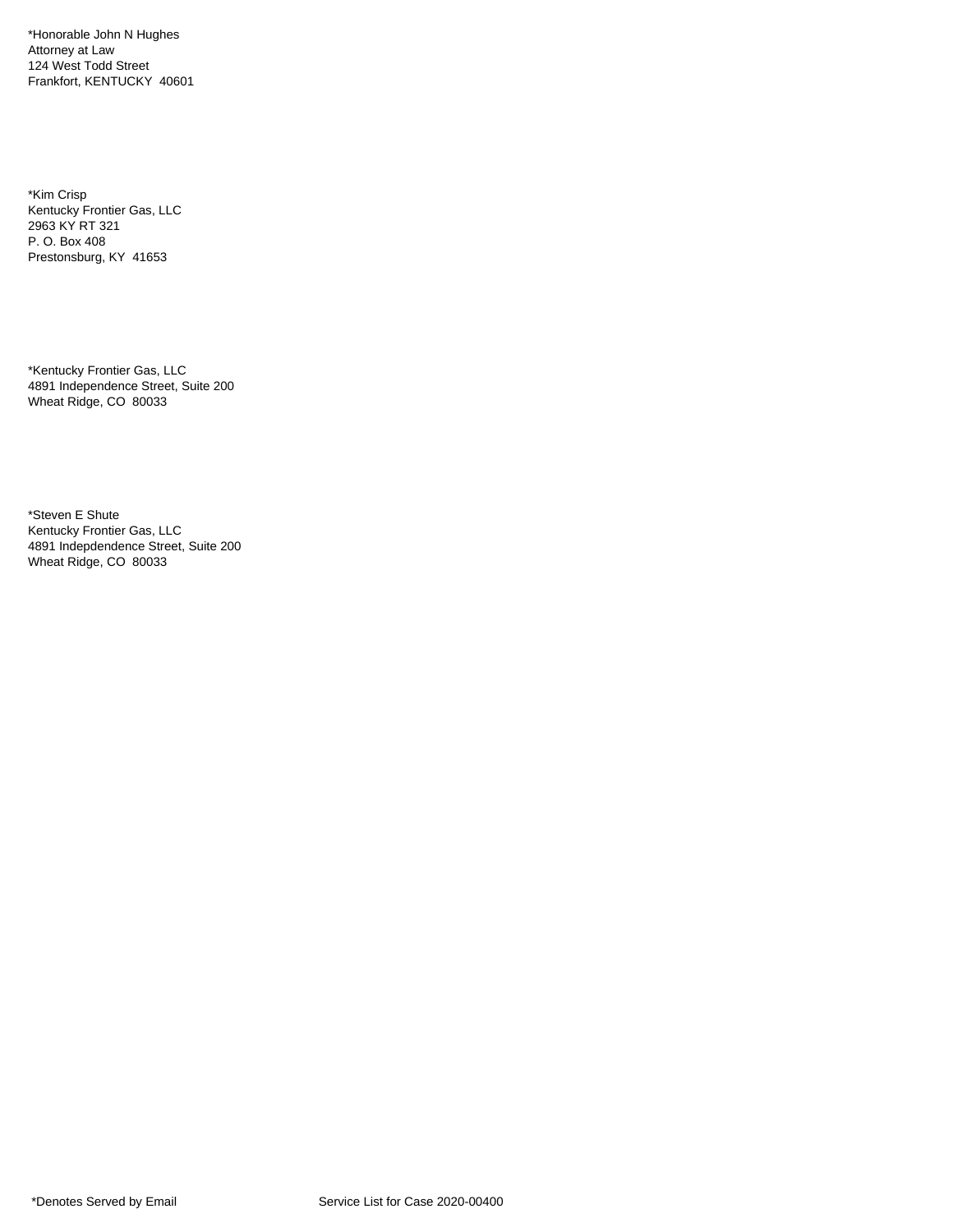*Honorable John N Hughes
Attorney at Law
124 West Todd Street
Frankfort, KENTUCKY  40601

*Kim Crisp
Kentucky Frontier Gas, LLC
2963 KY RT 321
P. O. Box 408
Prestonsburg, KY  41653

*Kentucky Frontier Gas, LLC
4891 Independence Street, Suite 200
Wheat Ridge, CO  80033

*Steven E Shute
Kentucky Frontier Gas, LLC
4891 Indepdendence Street, Suite 200
Wheat Ridge, CO  80033

*Denotes Served by Email

Service List for Case 2020-00400